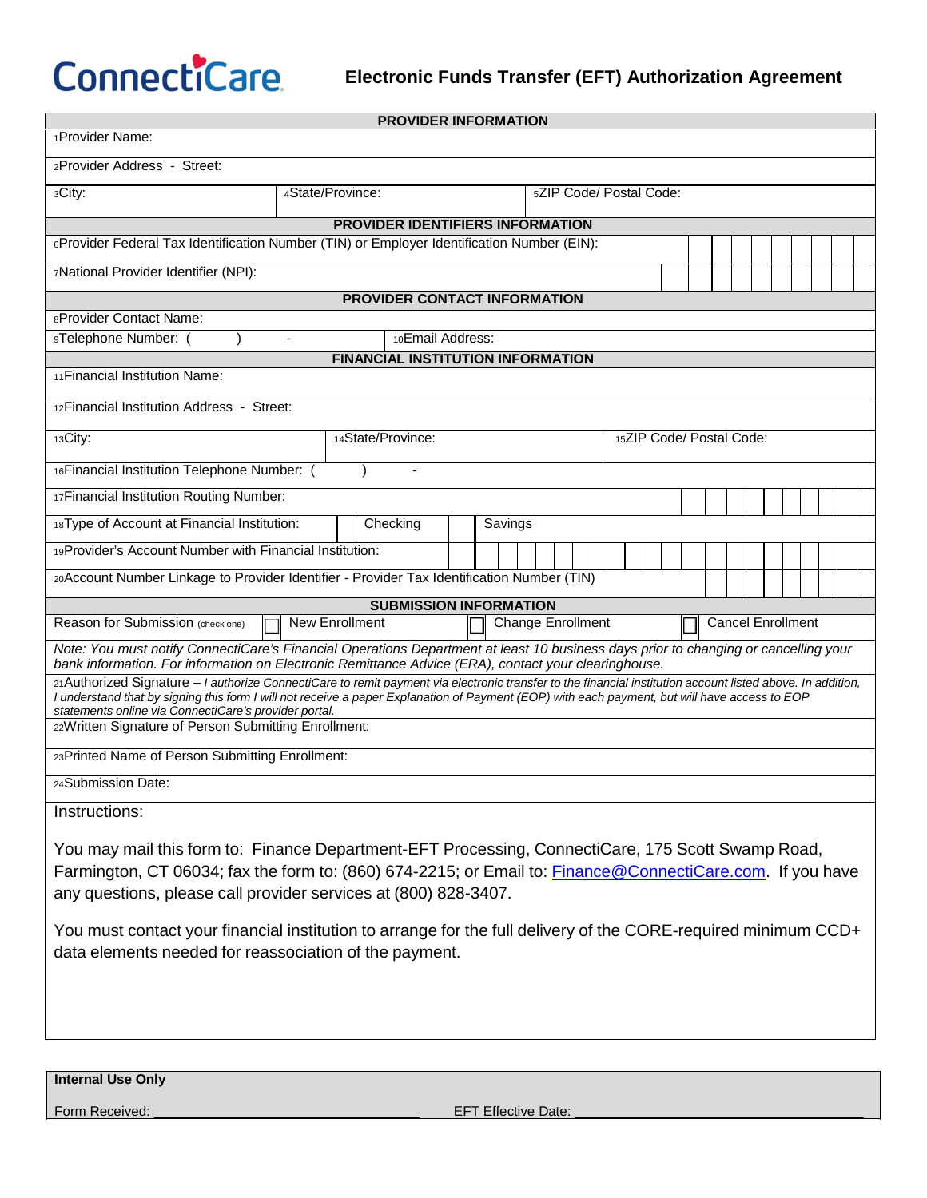ConnectiCare

# Electronic Funds Transfer (EFT) Authorization Agreement

| **PROVIDER INFORMATION** | | |
|---|---|---|
| 1Provider Name: | | |
| 2Provider Address - Street: | | |
| 3City: | 4State/Province: | 5ZIP Code/ Postal Code: |

| **PROVIDER IDENTIFIERS INFORMATION** |
|---|
| 6Provider Federal Tax Identification Number (TIN) or Employer Identification Number (EIN): |
| 7National Provider Identifier (NPI): |

| **PROVIDER CONTACT INFORMATION** | |
|---|---|
| 8Provider Contact Name: | |
| 9Telephone Number: (    )    - | 10Email Address: |

| **FINANCIAL INSTITUTION INFORMATION** | | |
|---|---|---|
| 11Financial Institution Name: | | |
| 12Financial Institution Address - Street: | | |
| 13City: | 14State/Province: | 15ZIP Code/ Postal Code: |
| 16Financial Institution Telephone Number: (    )    - | | |
| 17Financial Institution Routing Number: | | |
| 18Type of Account at Financial Institution: | ☐ Checking | ☐ Savings |
| 19Provider's Account Number with Financial Institution: | | |
| 20Account Number Linkage to Provider Identifier - Provider Tax Identification Number (TIN) | | |

| **SUBMISSION INFORMATION** | | | |
|---|---|---|---|
| Reason for Submission (check one) | ☐ New Enrollment | ☐ Change Enrollment | ☐ Cancel Enrollment |

*Note: You must notify ConnectiCare's Financial Operations Department at least 10 business days prior to changing or cancelling your bank information. For information on Electronic Remittance Advice (ERA), contact your clearinghouse.*

21Authorized Signature – *I authorize ConnectiCare to remit payment via electronic transfer to the financial institution account listed above. In addition, I understand that by signing this form I will not receive a paper Explanation of Payment (EOP) with each payment, but will have access to EOP statements online via ConnectiCare's provider portal.*

22Written Signature of Person Submitting Enrollment:

23Printed Name of Person Submitting Enrollment:

24Submission Date:

Instructions:

You may mail this form to: Finance Department-EFT Processing, ConnectiCare, 175 Scott Swamp Road, Farmington, CT 06034; fax the form to: (860) 674-2215; or Email to: Finance@ConnectiCare.com. If you have any questions, please call provider services at (800) 828-3407.

You must contact your financial institution to arrange for the full delivery of the CORE-required minimum CCD+ data elements needed for reassociation of the payment.

**Internal Use Only**

Form Received: ____________________ EFT Effective Date: ____________________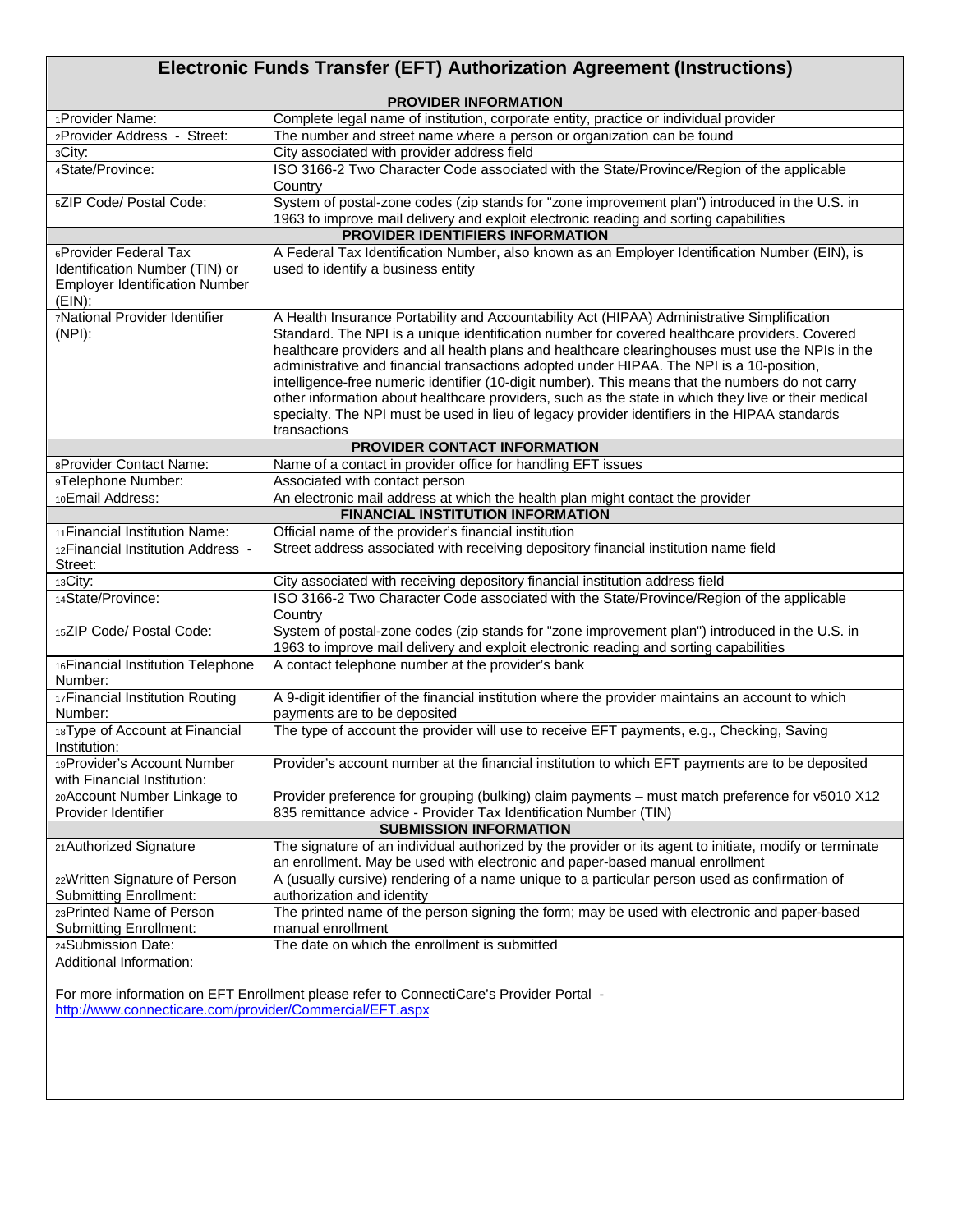# Electronic Funds Transfer (EFT) Authorization Agreement (Instructions)

| | |
|---|---|
| **PROVIDER INFORMATION** | |
| 1 Provider Name: | Complete legal name of institution, corporate entity, practice or individual provider |
| 2 Provider Address - Street: | The number and street name where a person or organization can be found |
| 3 City: | City associated with provider address field |
| 4 State/Province: | ISO 3166-2 Two Character Code associated with the State/Province/Region of the applicable Country |
| 5 ZIP Code/ Postal Code: | System of postal-zone codes (zip stands for "zone improvement plan") introduced in the U.S. in 1963 to improve mail delivery and exploit electronic reading and sorting capabilities |
| **PROVIDER IDENTIFIERS INFORMATION** | |
| 6 Provider Federal Tax Identification Number (TIN) or Employer Identification Number (EIN): | A Federal Tax Identification Number, also known as an Employer Identification Number (EIN), is used to identify a business entity |
| 7 National Provider Identifier (NPI): | A Health Insurance Portability and Accountability Act (HIPAA) Administrative Simplification Standard. The NPI is a unique identification number for covered healthcare providers. Covered healthcare providers and all health plans and healthcare clearinghouses must use the NPIs in the administrative and financial transactions adopted under HIPAA. The NPI is a 10-position, intelligence-free numeric identifier (10-digit number). This means that the numbers do not carry other information about healthcare providers, such as the state in which they live or their medical specialty. The NPI must be used in lieu of legacy provider identifiers in the HIPAA standards transactions |
| **PROVIDER CONTACT INFORMATION** | |
| 8 Provider Contact Name: | Name of a contact in provider office for handling EFT issues |
| 9 Telephone Number: | Associated with contact person |
| 10 Email Address: | An electronic mail address at which the health plan might contact the provider |
| **FINANCIAL INSTITUTION INFORMATION** | |
| 11 Financial Institution Name: | Official name of the provider's financial institution |
| 12 Financial Institution Address - Street: | Street address associated with receiving depository financial institution name field |
| 13 City: | City associated with receiving depository financial institution address field |
| 14 State/Province: | ISO 3166-2 Two Character Code associated with the State/Province/Region of the applicable Country |
| 15 ZIP Code/ Postal Code: | System of postal-zone codes (zip stands for "zone improvement plan") introduced in the U.S. in 1963 to improve mail delivery and exploit electronic reading and sorting capabilities |
| 16 Financial Institution Telephone Number: | A contact telephone number at the provider's bank |
| 17 Financial Institution Routing Number: | A 9-digit identifier of the financial institution where the provider maintains an account to which payments are to be deposited |
| 18 Type of Account at Financial Institution: | The type of account the provider will use to receive EFT payments, e.g., Checking, Saving |
| 19 Provider's Account Number with Financial Institution: | Provider's account number at the financial institution to which EFT payments are to be deposited |
| 20 Account Number Linkage to Provider Identifier | Provider preference for grouping (bulking) claim payments – must match preference for v5010 X12 835 remittance advice - Provider Tax Identification Number (TIN) |
| **SUBMISSION INFORMATION** | |
| 21 Authorized Signature | The signature of an individual authorized by the provider or its agent to initiate, modify or terminate an enrollment. May be used with electronic and paper-based manual enrollment |
| 22 Written Signature of Person Submitting Enrollment: | A (usually cursive) rendering of a name unique to a particular person used as confirmation of authorization and identity |
| 23 Printed Name of Person Submitting Enrollment: | The printed name of the person signing the form; may be used with electronic and paper-based manual enrollment |
| 24 Submission Date: | The date on which the enrollment is submitted |

Additional Information:

For more information on EFT Enrollment please refer to ConnectiCare's Provider Portal - http://www.connecticare.com/provider/Commercial/EFT.aspx